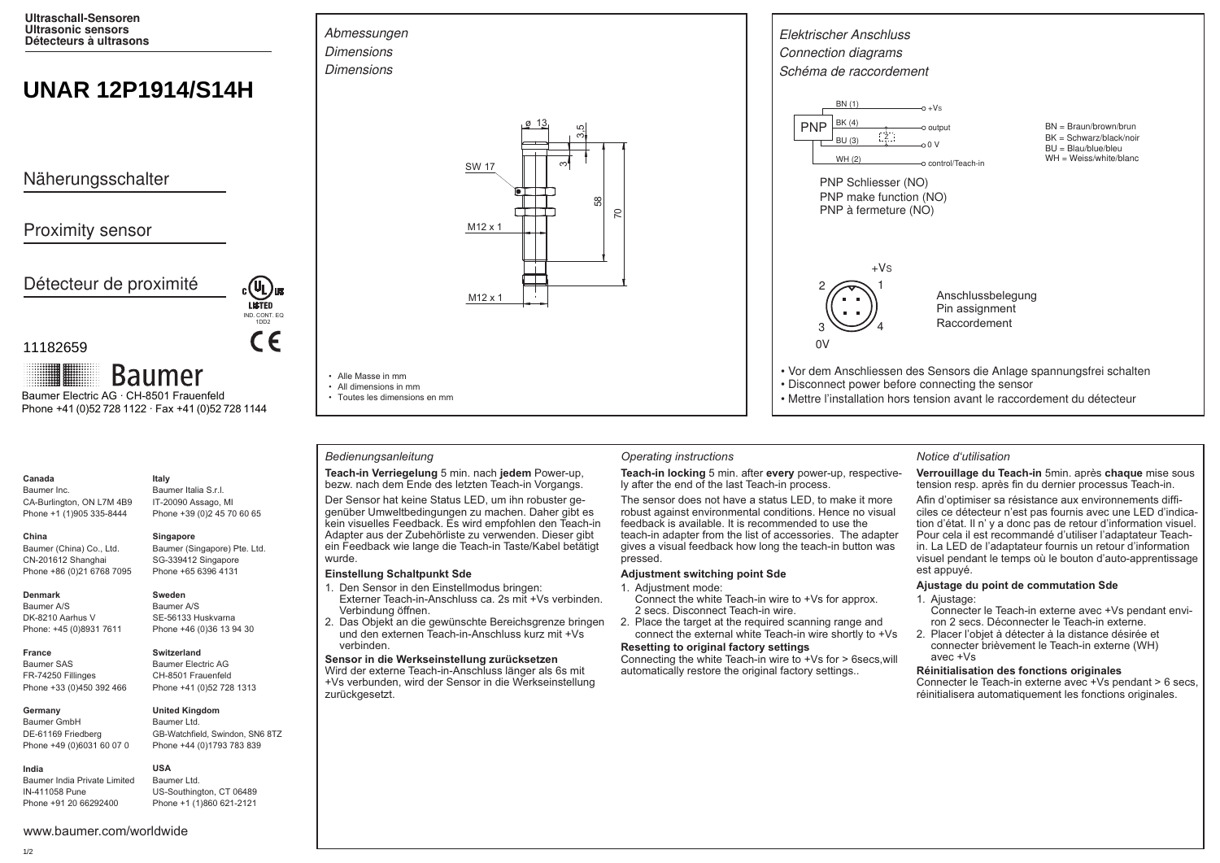**Ultraschall-Sensoren**
**Ultrasonic sensors**
**Détecteurs à ultrasons**

# UNAR 12P1914/S14H

## Näherungsschalter

## Proximity sensor

## Détecteur de proximité

LISTED IND. CONT. EQ 1DD2

11182659

Baumer

Baumer Electric AG · CH-8501 Frauenfeld
Phone +41 (0)52 728 1122 · Fax +41 (0)52 728 1144

*Abmessungen*
*Dimensions*
*Dimensions*

ø 13, 3.5, 3, SW 17, 58, 70, M12 x 1, M12 x 1

- Alle Masse in mm
- All dimensions in mm
- Toutes les dimensions en mm

*Elektrischer Anschluss*
*Connection diagrams*
*Schéma de raccordement*

PNP: BN (1) +Vs; BK (4) output; BU (3) 0 V; WH (2) control/Teach-in

BN = Braun/brown/brun
BK = Schwarz/black/noir
BU = Blau/blue/bleu
WH = Weiss/white/blanc

PNP Schliesser (NO)
PNP make function (NO)
PNP à fermeture (NO)

Pins: 1 +Vs, 2, 3 0V, 4

Anschlussbelegung
Pin assignment
Raccordement

- Vor dem Anschliessen des Sensors die Anlage spannungsfrei schalten
- Disconnect power before connecting the sensor
- Mettre l'installation hors tension avant le raccordement du détecteur

**Canada**
Baumer Inc.
CA-Burlington, ON L7M 4B9
Phone +1 (1)905 335-8444

**Italy**
Baumer Italia S.r.l.
IT-20090 Assago, MI
Phone +39 (0)2 45 70 60 65

**China**
Baumer (China) Co., Ltd.
CN-201612 Shanghai
Phone +86 (0)21 6768 7095

**Singapore**
Baumer (Singapore) Pte. Ltd.
SG-339412 Singapore
Phone +65 6396 4131

**Denmark**
Baumer A/S
DK-8210 Aarhus V
Phone: +45 (0)8931 7611

**Sweden**
Baumer A/S
SE-56133 Huskvarna
Phone +46 (0)36 13 94 30

**France**
Baumer SAS
FR-74250 Fillinges
Phone +33 (0)450 392 466

**Switzerland**
Baumer Electric AG
CH-8501 Frauenfeld
Phone +41 (0)52 728 1313

**Germany**
Baumer GmbH
DE-61169 Friedberg
Phone +49 (0)6031 60 07 0

**United Kingdom**
Baumer Ltd.
GB-Watchfield, Swindon, SN6 8TZ
Phone +44 (0)1793 783 839

**India**
Baumer India Private Limited
IN-411058 Pune
Phone +91 20 66292400

**USA**
Baumer Ltd.
US-Southington, CT 06489
Phone +1 (1)860 621-2121

www.baumer.com/worldwide

*Bedienungsanleitung*

**Teach-in Verriegelung** 5 min. nach **jedem** Power-up, bezw. nach dem Ende des letzten Teach-in Vorgangs.

Der Sensor hat keine Status LED, um ihn robuster gegenüber Umweltbedingungen zu machen. Daher gibt es kein visuelles Feedback. Es wird empfohlen den Teach-in Adapter aus der Zubehörliste zu verwenden. Dieser gibt ein Feedback wie lange die Teach-in Taste/Kabel betätigt wurde.

**Einstellung Schaltpunkt Sde**

1. Den Sensor in den Einstellmodus bringen: Externer Teach-in-Anschluss ca. 2s mit +Vs verbinden. Verbindung öffnen.
2. Das Objekt an die gewünschte Bereichsgrenze bringen und den externen Teach-in-Anschluss kurz mit +Vs verbinden.

**Sensor in die Werkseinstellung zurücksetzen**
Wird der externe Teach-in-Anschluss länger als 6s mit +Vs verbunden, wird der Sensor in die Werkseinstellung zurückgesetzt.

*Operating instructions*

**Teach-in locking** 5 min. after **every** power-up, respectively after the end of the last Teach-in process.

The sensor does not have a status LED, to make it more robust against environmental conditions. Hence no visual feedback is available. It is recommended to use the teach-in adapter from the list of accessories. The adapter gives a visual feedback how long the teach-in button was pressed.

**Adjustment switching point Sde**

1. Adjustment mode: Connect the white Teach-in wire to +Vs for approx. 2 secs. Disconnect Teach-in wire.
2. Place the target at the required scanning range and connect the external white Teach-in wire shortly to +Vs

**Resetting to original factory settings**
Connecting the white Teach-in wire to +Vs for > 6secs,will automatically restore the original factory settings..

*Notice d'utilisation*

**Verrouillage du Teach-in** 5min. après **chaque** mise sous tension resp. après fin du dernier processus Teach-in.

Afin d'optimiser sa résistance aux environnements difficiles ce détecteur n'est pas fournis avec une LED d'indication d'état. Il n' y a donc pas de retour d'information visuel. Pour cela il est recommandé d'utiliser l'adaptateur Teach-in. La LED de l'adaptateur fournis un retour d'information visuel pendant le temps où le bouton d'auto-apprentissage est appuyé.

**Ajustage du point de commutation Sde**

1. Ajustage: Connecter le Teach-in externe avec +Vs pendant environ 2 secs. Déconnecter le Teach-in externe.
2. Placer l'objet à détecter à la distance désirée et connecter brièvement le Teach-in externe (WH) avec +Vs

**Réinitialisation des fonctions originales**
Connecter le Teach-in externe avec +Vs pendant > 6 secs, réinitialisera automatiquement les fonctions originales.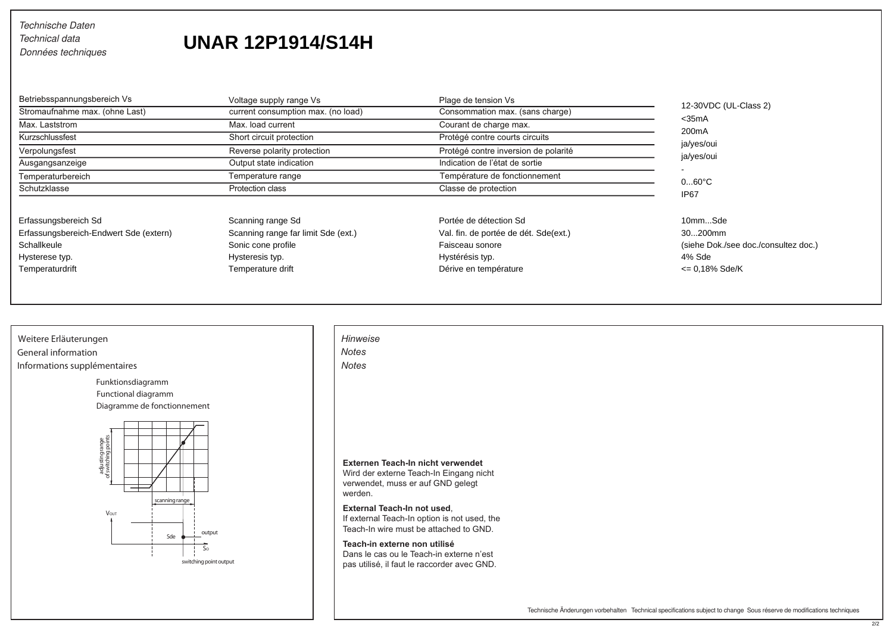*Technische Daten*
*Technical data*
*Données techniques*

# UNAR 12P1914/S14H

| | | | |
|---|---|---|---|
| Betriebsspannungsbereich Vs | Voltage supply range Vs | Plage de tension Vs | 12-30VDC (UL-Class 2) |
| Stromaufnahme max. (ohne Last) | current consumption max. (no load) | Consommation max. (sans charge) | <35mA |
| Max. Laststrom | Max. load current | Courant de charge max. | 200mA |
| Kurzschlussfest | Short circuit protection | Protégé contre courts circuits | ja/yes/oui |
| Verpolungsfest | Reverse polarity protection | Protégé contre inversion de polarité | ja/yes/oui |
| Ausgangsanzeige | Output state indication | Indication de l'état de sortie | - |
| Temperaturbereich | Temperature range | Température de fonctionnement | 0...60°C |
| Schutzklasse | Protection class | Classe de protection | IP67 |

| | | | |
|---|---|---|---|
| Erfassungsbereich Sd | Scanning range Sd | Portée de détection Sd | 10mm...Sde |
| Erfassungsbereich-Endwert Sde (extern) | Scanning range far limit Sde (ext.) | Val. fin. de portée de dét. Sde(ext.) | 30...200mm |
| Schallkeule | Sonic cone profile | Faisceau sonore | (siehe Dok./see doc./consultez doc.) |
| Hysterese typ. | Hysteresis typ. | Hystérésis typ. | 4% Sde |
| Temperaturdrift | Temperature drift | Dérive en température | <= 0,18% Sde/K |

## Weitere Erläuterungen
## General information
## Informations supplémentaires

Funktionsdiagramm
Functional diagramm
Diagramme de fonctionnement

adjusting range of switching points
scanning range
$V_{OUT}$
Sde
output
$S_O$
switching point output

## *Hinweise*
## *Notes*
## *Notes*

**Externen Teach-In nicht verwendet**
Wird der externe Teach-In Eingang nicht verwendet, muss er auf GND gelegt werden.

**External Teach-In not used**,
If external Teach-In option is not used, the Teach-In wire must be attached to GND.

**Teach-in externe non utilisé**
Dans le cas ou le Teach-in externe n'est pas utilisé, il faut le raccorder avec GND.

Technische Änderungen vorbehalten Technical specifications subject to change Sous réserve de modifications techniques